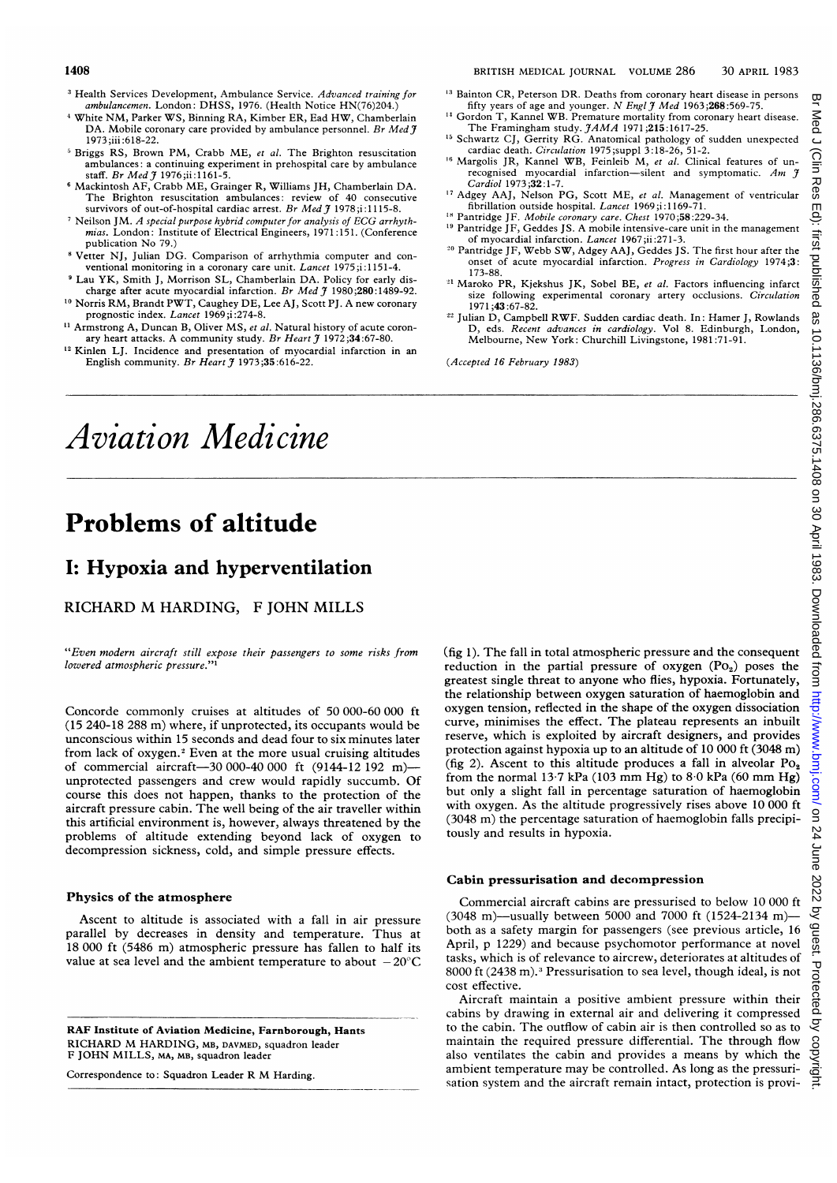[3] Health Services Development, Ambulance Service. *Advanced training for ambulancemen*. London: DHSS, 1976. (Health Notice HN(76)204.)

[4] White NM, Parker WS, Binning RA, Kimber ER, Ead HW, Chamberlain DA. Mobile coronary care provided by ambulance personnel. *Br Med J* 1973;iii:618-22.

[5] Briggs RS, Brown PM, Crabb ME, *et al*. The Brighton resuscitation ambulances: a continuing experiment in prehospital care by ambulance staff. *Br Med J* 1976;ii:1161-5.

[6] Mackintosh AF, Crabb ME, Grainger R, Williams JH, Chamberlain DA. The Brighton resuscitation ambulances: review of 40 consecutive survivors of out-of-hospital cardiac arrest. *Br Med J* 1978;i:1115-8.

[7] Neilson JM. *A special purpose hybrid computer for analysis of ECG arrhythmias*. London: Institute of Electrical Engineers, 1971:151. (Conference publication No 79.)

[8] Vetter NJ, Julian DG. Comparison of arrhythmia computer and conventional monitoring in a coronary care unit. *Lancet* 1975;i:1151-4.

[9] Lau YK, Smith J, Morrison SL, Chamberlain DA. Policy for early discharge after acute myocardial infarction. *Br Med J* 1980;**280**:1489-92.

[10] Norris RM, Brandt PWT, Caughey DE, Lee AJ, Scott PJ. A new coronary prognostic index. *Lancet* 1969;i:274-8.

[11] Armstrong A, Duncan B, Oliver MS, *et al*. Natural history of acute coronary heart attacks. A community study. *Br Heart J* 1972;**34**:67-80.

[12] Kinlen LJ. Incidence and presentation of myocardial infarction in an English community. *Br Heart J* 1973;**35**:616-22.

[13] Bainton CR, Peterson DR. Deaths from coronary heart disease in persons fifty years of age and younger. *N Engl J Med* 1963;**268**:569-75.

[14] Gordon T, Kannel WB. Premature mortality from coronary heart disease. The Framingham study. *JAMA* 1971;**215**:1617-25.

[15] Schwartz CJ, Gerrity RG. Anatomical pathology of sudden unexpected cardiac death. *Circulation* 1975;suppl 3:18-26, 51-2.

[16] Margolis JR, Kannel WB, Feinleib M, *et al*. Clinical features of unrecognised myocardial infarction—silent and symptomatic. *Am J Cardiol* 1973;**32**:1-7.

[17] Adgey AAJ, Nelson PG, Scott ME, *et al*. Management of ventricular fibrillation outside hospital. *Lancet* 1969;i:1169-71.

[18] Pantridge JF. *Mobile coronary care*. *Chest* 1970;**58**:229-34.

[19] Pantridge JF, Geddes JS. A mobile intensive-care unit in the management of myocardial infarction. *Lancet* 1967;ii:271-3.

[20] Pantridge JF, Webb SW, Adgey AAJ, Geddes JS. The first hour after the onset of acute myocardial infarction. *Progress in Cardiology* 1974;**3**:173-88.

[21] Maroko PR, Kjekshus JK, Sobel BE, *et al*. Factors influencing infarct size following experimental coronary artery occlusions. *Circulation* 1971;**43**:67-82.

[22] Julian D, Campbell RWF. Sudden cardiac death. In: Hamer J, Rowlands D, eds. *Recent advances in cardiology*. Vol 8. Edinburgh, London, Melbourne, New York: Churchill Livingstone, 1981:71-91.

(*Accepted 16 February 1983*)

# *Aviation Medicine*

## Problems of altitude

### I: Hypoxia and hyperventilation

RICHARD M HARDING, F JOHN MILLS

*"Even modern aircraft still expose their passengers to some risks from lowered atmospheric pressure."*[1]

Concorde commonly cruises at altitudes of 50 000-60 000 ft (15 240-18 288 m) where, if unprotected, its occupants would be unconscious within 15 seconds and dead four to six minutes later from lack of oxygen.[2] Even at the more usual cruising altitudes of commercial aircraft—30 000-40 000 ft (9144-12 192 m)—unprotected passengers and crew would rapidly succumb. Of course this does not happen, thanks to the protection of the aircraft pressure cabin. The well being of the air traveller within this artificial environment is, however, always threatened by the problems of altitude extending beyond lack of oxygen to decompression sickness, cold, and simple pressure effects.

#### Physics of the atmosphere

Ascent to altitude is associated with a fall in air pressure parallel by decreases in density and temperature. Thus at 18 000 ft (5486 m) atmospheric pressure has fallen to half its value at sea level and the ambient temperature to about −20°C (fig 1). The fall in total atmospheric pressure and the consequent reduction in the partial pressure of oxygen ($Po_2$) poses the greatest single threat to anyone who flies, hypoxia. Fortunately, the relationship between oxygen saturation of haemoglobin and oxygen tension, reflected in the shape of the oxygen dissociation curve, minimises the effect. The plateau represents an inbuilt reserve, which is exploited by aircraft designers, and provides protection against hypoxia up to an altitude of 10 000 ft (3048 m) (fig 2). Ascent to this altitude produces a fall in alveolar $Po_2$ from the normal 13·7 kPa (103 mm Hg) to 8·0 kPa (60 mm Hg) but only a slight fall in percentage saturation of haemoglobin with oxygen. As the altitude progressively rises above 10 000 ft (3048 m) the percentage saturation of haemoglobin falls precipitously and results in hypoxia.

#### Cabin pressurisation and decompression

Commercial aircraft cabins are pressurised to below 10 000 ft (3048 m)—usually between 5000 and 7000 ft (1524-2134 m)—both as a safety margin for passengers (see previous article, 16 April, p 1229) and because psychomotor performance at novel tasks, which is of relevance to aircrew, deteriorates at altitudes of 8000 ft (2438 m).[3] Pressurisation to sea level, though ideal, is not cost effective.

Aircraft maintain a positive ambient pressure within their cabins by drawing in external air and delivering it compressed to the cabin. The outflow of cabin air is then controlled so as to maintain the required pressure differential. The through flow also ventilates the cabin and provides a means by which the ambient temperature may be controlled. As long as the pressurisation system and the aircraft remain intact, protection is provi-

**RAF Institute of Aviation Medicine, Farnborough, Hants**
RICHARD M HARDING, MB, DAVMED, squadron leader
F JOHN MILLS, MA, MB, squadron leader

Correspondence to: Squadron Leader R M Harding.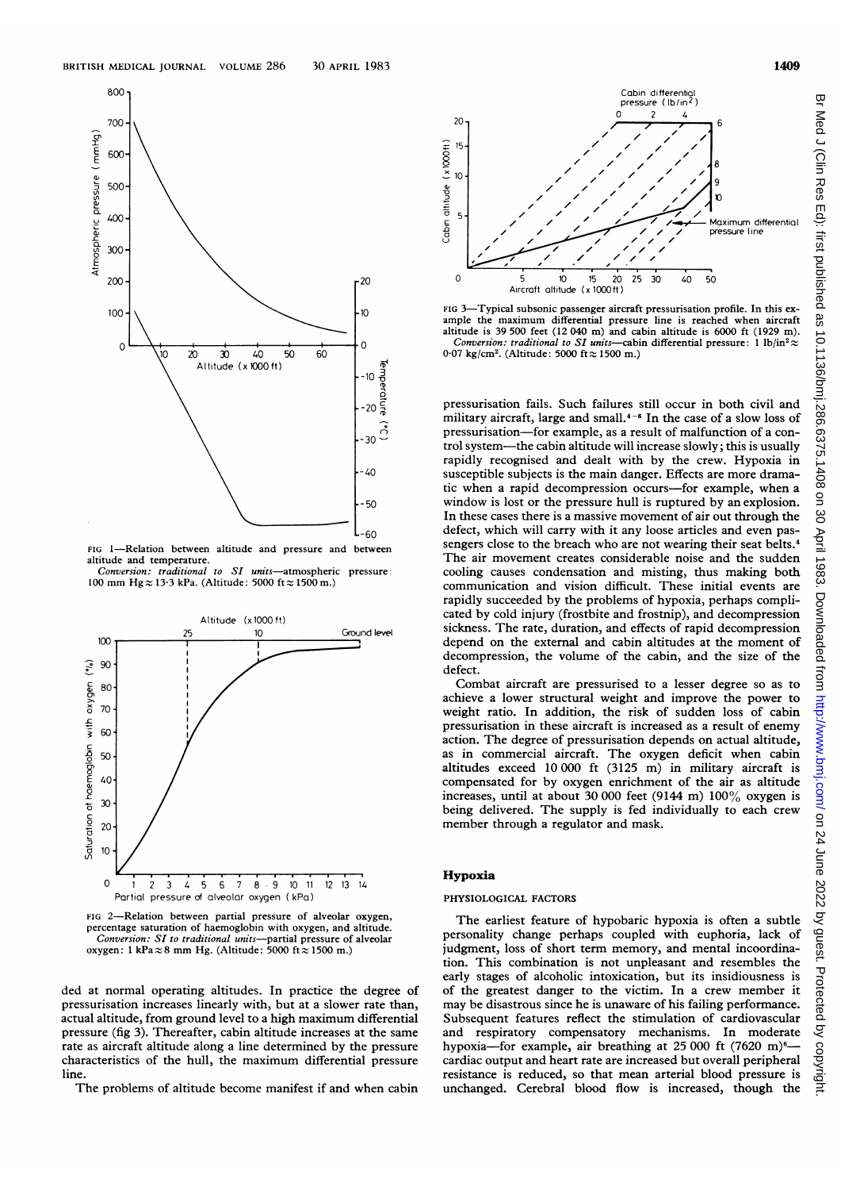FIG 1—Relation between altitude and pressure and between altitude and temperature.
*Conversion: traditional to SI units*—atmospheric pressure: 100 mm Hg ≈ 13·3 kPa. (Altitude: 5000 ft ≈ 1500 m.)

FIG 2—Relation between partial pressure of alveolar oxygen, percentage saturation of haemoglobin with oxygen, and altitude.
*Conversion: SI to traditional units*—partial pressure of alveolar oxygen: 1 kPa ≈ 8 mm Hg. (Altitude: 5000 ft ≈ 1500 m.)

ded at normal operating altitudes. In practice the degree of pressurisation increases linearly with, but at a slower rate than, actual altitude, from ground level to a high maximum differential pressure (fig 3). Thereafter, cabin altitude increases at the same rate as aircraft altitude along a line determined by the pressure characteristics of the hull, the maximum differential pressure line.

The problems of altitude become manifest if and when cabin pressurisation fails. Such failures still occur in both civil and military aircraft, large and small.[4-6] In the case of a slow loss of pressurisation—for example, as a result of malfunction of a control system—the cabin altitude will increase slowly; this is usually rapidly recognised and dealt with by the crew. Hypoxia in susceptible subjects is the main danger. Effects are more dramatic when a rapid decompression occurs—for example, when a window is lost or the pressure hull is ruptured by an explosion. In these cases there is a massive movement of air out through the defect, which will carry with it any loose articles and even passengers close to the breach who are not wearing their seat belts.[4] The air movement creates considerable noise and the sudden cooling causes condensation and misting, thus making both communication and vision difficult. These initial events are rapidly succeeded by the problems of hypoxia, perhaps complicated by cold injury (frostbite and frostnip), and decompression sickness. The rate, duration, and effects of rapid decompression depend on the external and cabin altitudes at the moment of decompression, the volume of the cabin, and the size of the defect.

Combat aircraft are pressurised to a lesser degree so as to achieve a lower structural weight and improve the power to weight ratio. In addition, the risk of sudden loss of cabin pressurisation in these aircraft is increased as a result of enemy action. The degree of pressurisation depends on actual altitude, as in commercial aircraft. The oxygen deficit when cabin altitudes exceed 10 000 ft (3125 m) in military aircraft is compensated for by oxygen enrichment of the air as altitude increases, until at about 30 000 feet (9144 m) 100% oxygen is being delivered. The supply is fed individually to each crew member through a regulator and mask.

FIG 3—Typical subsonic passenger aircraft pressurisation profile. In this example the maximum differential pressure line is reached when aircraft altitude is 39 500 feet (12 040 m) and cabin altitude is 6000 ft (1929 m).
*Conversion: traditional to SI units*—cabin differential pressure: 1 lb/in² ≈ 0·07 kg/cm². (Altitude: 5000 ft ≈ 1500 m.)

## Hypoxia

### PHYSIOLOGICAL FACTORS

The earliest feature of hypobaric hypoxia is often a subtle personality change perhaps coupled with euphoria, lack of judgment, loss of short term memory, and mental incoordination. This combination is not unpleasant and resembles the early stages of alcoholic intoxication, but its insidiousness is of the greatest danger to the victim. In a crew member it may be disastrous since he is unaware of his failing performance. Subsequent features reflect the stimulation of cardiovascular and respiratory compensatory mechanisms. In moderate hypoxia—for example, air breathing at 25 000 ft (7620 m)[6]—cardiac output and heart rate are increased but overall peripheral resistance is reduced, so that mean arterial blood pressure is unchanged. Cerebral blood flow is increased, though the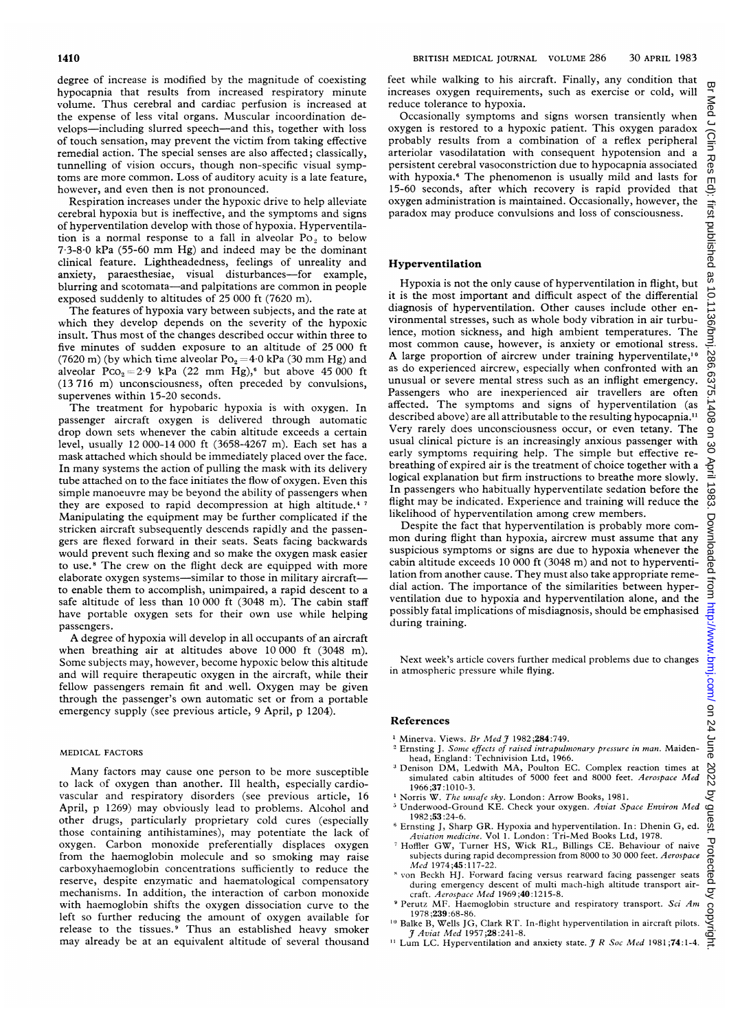degree of increase is modified by the magnitude of coexisting hypocapnia that results from increased respiratory minute volume. Thus cerebral and cardiac perfusion is increased at the expense of less vital organs. Muscular incoordination develops—including slurred speech—and this, together with loss of touch sensation, may prevent the victim from taking effective remedial action. The special senses are also affected; classically, tunnelling of vision occurs, though non-specific visual symptoms are more common. Loss of auditory acuity is a late feature, however, and even then is not pronounced.

Respiration increases under the hypoxic drive to help alleviate cerebral hypoxia but is ineffective, and the symptoms and signs of hyperventilation develop with those of hypoxia. Hyperventilation is a normal response to a fall in alveolar $Po_2$ to below 7·3-8·0 kPa (55-60 mm Hg) and indeed may be the dominant clinical feature. Lightheadedness, feelings of unreality and anxiety, paraesthesiae, visual disturbances—for example, blurring and scotomata—and palpitations are common in people exposed suddenly to altitudes of 25 000 ft (7620 m).

The features of hypoxia vary between subjects, and the rate at which they develop depends on the severity of the hypoxic insult. Thus most of the changes described occur within three to five minutes of sudden exposure to an altitude of 25 000 ft (7620 m) (by which time alveolar $Po_2 = 4·0$ kPa (30 mm Hg) and alveolar $Pco_2 = 2·9$ kPa (22 mm Hg),[6] but above 45 000 ft (13 716 m) unconsciousness, often preceded by convulsions, supervenes within 15-20 seconds.

The treatment for hypobaric hypoxia is with oxygen. In passenger aircraft oxygen is delivered through automatic drop down sets whenever the cabin altitude exceeds a certain level, usually 12 000-14 000 ft (3658-4267 m). Each set has a mask attached which should be immediately placed over the face. In many systems the action of pulling the mask with its delivery tube attached on to the face initiates the flow of oxygen. Even this simple manoeuvre may be beyond the ability of passengers when they are exposed to rapid decompression at high altitude.[4 7] Manipulating the equipment may be further complicated if the stricken aircraft subsequently descends rapidly and the passengers are flexed forward in their seats. Seats facing backwards would prevent such flexing and so make the oxygen mask easier to use.[8] The crew on the flight deck are equipped with more elaborate oxygen systems—similar to those in military aircraft—to enable them to accomplish, unimpaired, a rapid descent to a safe altitude of less than 10 000 ft (3048 m). The cabin staff have portable oxygen sets for their own use while helping passengers.

A degree of hypoxia will develop in all occupants of an aircraft when breathing air at altitudes above 10 000 ft (3048 m). Some subjects may, however, become hypoxic below this altitude and will require therapeutic oxygen in the aircraft, while their fellow passengers remain fit and well. Oxygen may be given through the passenger's own automatic set or from a portable emergency supply (see previous article, 9 April, p 1204).

#### MEDICAL FACTORS

Many factors may cause one person to be more susceptible to lack of oxygen than another. Ill health, especially cardiovascular and respiratory disorders (see previous article, 16 April, p 1269) may obviously lead to problems. Alcohol and other drugs, particularly proprietary cold cures (especially those containing antihistamines), may potentiate the lack of oxygen. Carbon monoxide preferentially displaces oxygen from the haemoglobin molecule and so smoking may raise carboxyhaemoglobin concentrations sufficiently to reduce the reserve, despite enzymatic and haematological compensatory mechanisms. In addition, the interaction of carbon monoxide with haemoglobin shifts the oxygen dissociation curve to the left so further reducing the amount of oxygen available for release to the tissues.[9] Thus an established heavy smoker may already be at an equivalent altitude of several thousand feet while walking to his aircraft. Finally, any condition that increases oxygen requirements, such as exercise or cold, will reduce tolerance to hypoxia.

Occasionally symptoms and signs worsen transiently when oxygen is restored to a hypoxic patient. This oxygen paradox probably results from a combination of a reflex peripheral arteriolar vasodilatation with consequent hypotension and a persistent cerebral vasoconstriction due to hypocapnia associated with hypoxia.[6] The phenomenon is usually mild and lasts for 15-60 seconds, after which recovery is rapid provided that oxygen administration is maintained. Occasionally, however, the paradox may produce convulsions and loss of consciousness.

### Hyperventilation

Hypoxia is not the only cause of hyperventilation in flight, but it is the most important and difficult aspect of the differential diagnosis of hyperventilation. Other causes include other environmental stresses, such as whole body vibration in air turbulence, motion sickness, and high ambient temperatures. The most common cause, however, is anxiety or emotional stress. A large proportion of aircrew under training hyperventilate,[10] as do experienced aircrew, especially when confronted with an unusual or severe mental stress such as an inflight emergency. Passengers who are inexperienced air travellers are often affected. The symptoms and signs of hyperventilation (as described above) are all attributable to the resulting hypocapnia.[11] Very rarely does unconsciousness occur, or even tetany. The usual clinical picture is an increasingly anxious passenger with early symptoms requiring help. The simple but effective rebreathing of expired air is the treatment of choice together with a logical explanation but firm instructions to breathe more slowly. In passengers who habitually hyperventilate sedation before the flight may be indicated. Experience and training will reduce the likelihood of hyperventilation among crew members.

Despite the fact that hyperventilation is probably more common during flight than hypoxia, aircrew must assume that any suspicious symptoms or signs are due to hypoxia whenever the cabin altitude exceeds 10 000 ft (3048 m) and not to hyperventilation from another cause. They must also take appropriate remedial action. The importance of the similarities between hyperventilation due to hypoxia and hyperventilation alone, and the possibly fatal implications of misdiagnosis, should be emphasised during training.

Next week's article covers further medical problems due to changes in atmospheric pressure while flying.

### References

1. Minerva. Views. *Br Med J* 1982;**284**:749.
2. Ernsting J. *Some effects of raised intrapulmonary pressure in man.* Maidenhead, England: Technivision Ltd, 1966.
3. Denison DM, Ledwith MA, Poulton EC. Complex reaction times at simulated cabin altitudes of 5000 feet and 8000 feet. *Aerospace Med* 1966;**37**:1010-3.
4. Norris W. *The unsafe sky.* London: Arrow Books, 1981.
5. Underwood-Ground KE. Check your oxygen. *Aviat Space Environ Med* 1982;**53**:24-6.
6. Ernsting J, Sharp GR. Hypoxia and hyperventilation. In: Dhenin G, ed. *Aviation medicine.* Vol 1. London: Tri-Med Books Ltd, 1978.
7. Hoffler GW, Turner HS, Wick RL, Billings CE. Behaviour of naive subjects during rapid decompression from 8000 to 30 000 feet. *Aerospace Med* 1974;**45**:117-22.
8. von Beckh HJ. Forward facing versus rearward facing passenger seats during emergency descent of multi mach-high altitude transport aircraft. *Aerospace Med* 1969;**40**:1215-8.
9. Perutz MF. Haemoglobin structure and respiratory transport. *Sci Am* 1978;**239**:68-86.
10. Balke B, Wells JG, Clark RT. In-flight hyperventilation in aircraft pilots. *J Aviat Med* 1957;**28**:241-8.
11. Lum LC. Hyperventilation and anxiety state. *J R Soc Med* 1981;**74**:1-4.